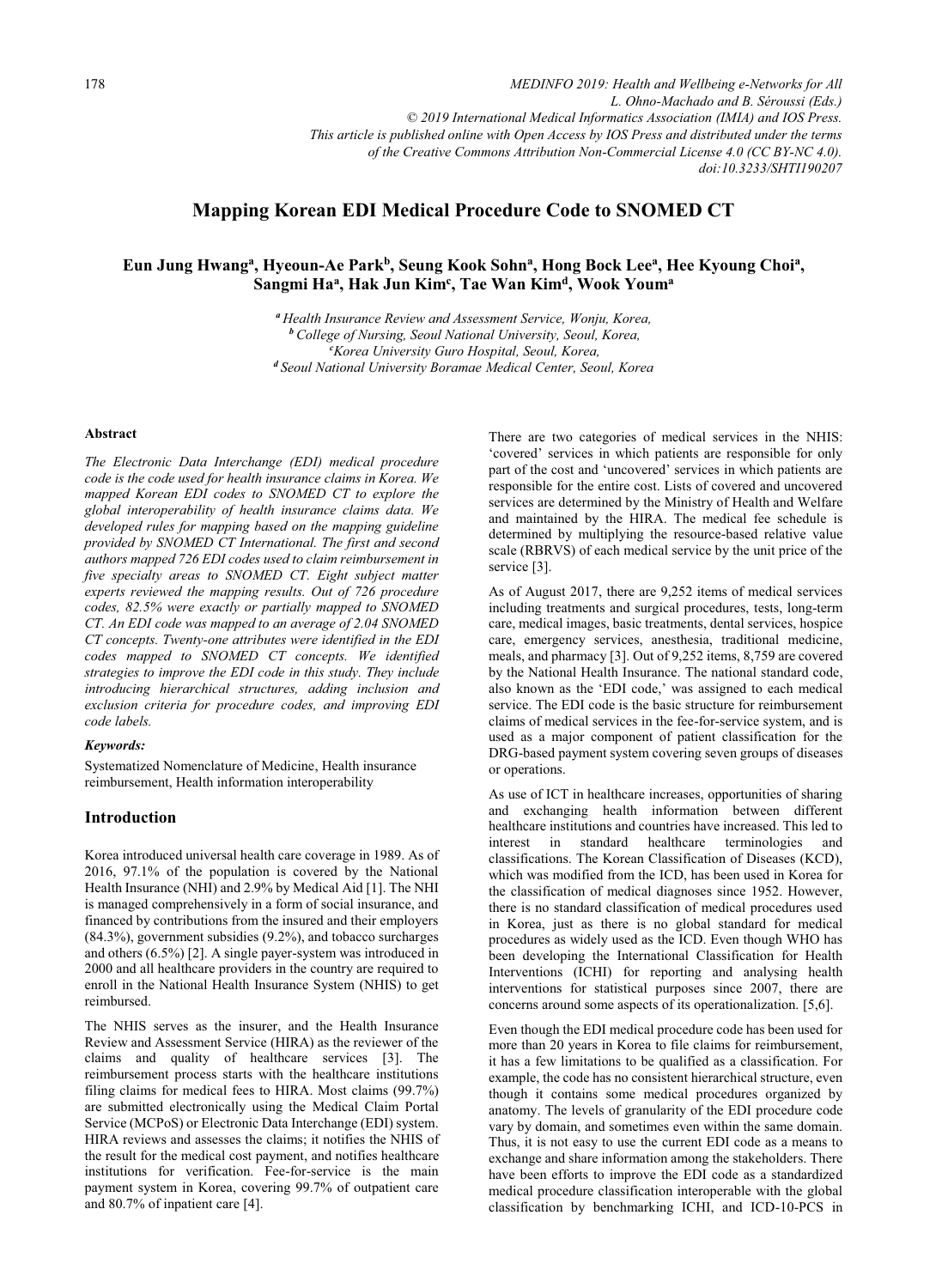# Mapping Korean EDI Medical Procedure Code to SNOMED CT

**Eun Jung Hwang[a], Hyeoun-Ae Park[b], Seung Kook Sohn[a], Hong Bock Lee[a], Hee Kyoung Choi[a], Sangmi Ha[a], Hak Jun Kim[c], Tae Wan Kim[d], Wook Youm[a]**

*[a] Health Insurance Review and Assessment Service, Wonju, Korea,*
*[b] College of Nursing, Seoul National University, Seoul, Korea,*
*[c] Korea University Guro Hospital, Seoul, Korea,*
*[d] Seoul National University Boramae Medical Center, Seoul, Korea*

#### Abstract

*The Electronic Data Interchange (EDI) medical procedure code is the code used for health insurance claims in Korea. We mapped Korean EDI codes to SNOMED CT to explore the global interoperability of health insurance claims data. We developed rules for mapping based on the mapping guideline provided by SNOMED CT International. The first and second authors mapped 726 EDI codes used to claim reimbursement in five specialty areas to SNOMED CT. Eight subject matter experts reviewed the mapping results. Out of 726 procedure codes, 82.5% were exactly or partially mapped to SNOMED CT. An EDI code was mapped to an average of 2.04 SNOMED CT concepts. Twenty-one attributes were identified in the EDI codes mapped to SNOMED CT concepts. We identified strategies to improve the EDI code in this study. They include introducing hierarchical structures, adding inclusion and exclusion criteria for procedure codes, and improving EDI code labels.*

#### *Keywords:*

Systematized Nomenclature of Medicine, Health insurance reimbursement, Health information interoperability

## Introduction

Korea introduced universal health care coverage in 1989. As of 2016, 97.1% of the population is covered by the National Health Insurance (NHI) and 2.9% by Medical Aid [1]. The NHI is managed comprehensively in a form of social insurance, and financed by contributions from the insured and their employers (84.3%), government subsidies (9.2%), and tobacco surcharges and others (6.5%) [2]. A single payer-system was introduced in 2000 and all healthcare providers in the country are required to enroll in the National Health Insurance System (NHIS) to get reimbursed.

The NHIS serves as the insurer, and the Health Insurance Review and Assessment Service (HIRA) as the reviewer of the claims and quality of healthcare services [3]. The reimbursement process starts with the healthcare institutions filing claims for medical fees to HIRA. Most claims (99.7%) are submitted electronically using the Medical Claim Portal Service (MCPoS) or Electronic Data Interchange (EDI) system. HIRA reviews and assesses the claims; it notifies the NHIS of the result for the medical cost payment, and notifies healthcare institutions for verification. Fee-for-service is the main payment system in Korea, covering 99.7% of outpatient care and 80.7% of inpatient care [4].

There are two categories of medical services in the NHIS: 'covered' services in which patients are responsible for only part of the cost and 'uncovered' services in which patients are responsible for the entire cost. Lists of covered and uncovered services are determined by the Ministry of Health and Welfare and maintained by the HIRA. The medical fee schedule is determined by multiplying the resource-based relative value scale (RBRVS) of each medical service by the unit price of the service [3].

As of August 2017, there are 9,252 items of medical services including treatments and surgical procedures, tests, long-term care, medical images, basic treatments, dental services, hospice care, emergency services, anesthesia, traditional medicine, meals, and pharmacy [3]. Out of 9,252 items, 8,759 are covered by the National Health Insurance. The national standard code, also known as the 'EDI code,' was assigned to each medical service. The EDI code is the basic structure for reimbursement claims of medical services in the fee-for-service system, and is used as a major component of patient classification for the DRG-based payment system covering seven groups of diseases or operations.

As use of ICT in healthcare increases, opportunities of sharing and exchanging health information between different healthcare institutions and countries have increased. This led to interest in standard healthcare terminologies and classifications. The Korean Classification of Diseases (KCD), which was modified from the ICD, has been used in Korea for the classification of medical diagnoses since 1952. However, there is no standard classification of medical procedures used in Korea, just as there is no global standard for medical procedures as widely used as the ICD. Even though WHO has been developing the International Classification for Health Interventions (ICHI) for reporting and analysing health interventions for statistical purposes since 2007, there are concerns around some aspects of its operationalization. [5,6].

Even though the EDI medical procedure code has been used for more than 20 years in Korea to file claims for reimbursement, it has a few limitations to be qualified as a classification. For example, the code has no consistent hierarchical structure, even though it contains some medical procedures organized by anatomy. The levels of granularity of the EDI procedure code vary by domain, and sometimes even within the same domain. Thus, it is not easy to use the current EDI code as a means to exchange and share information among the stakeholders. There have been efforts to improve the EDI code as a standardized medical procedure classification interoperable with the global classification by benchmarking ICHI, and ICD-10-PCS in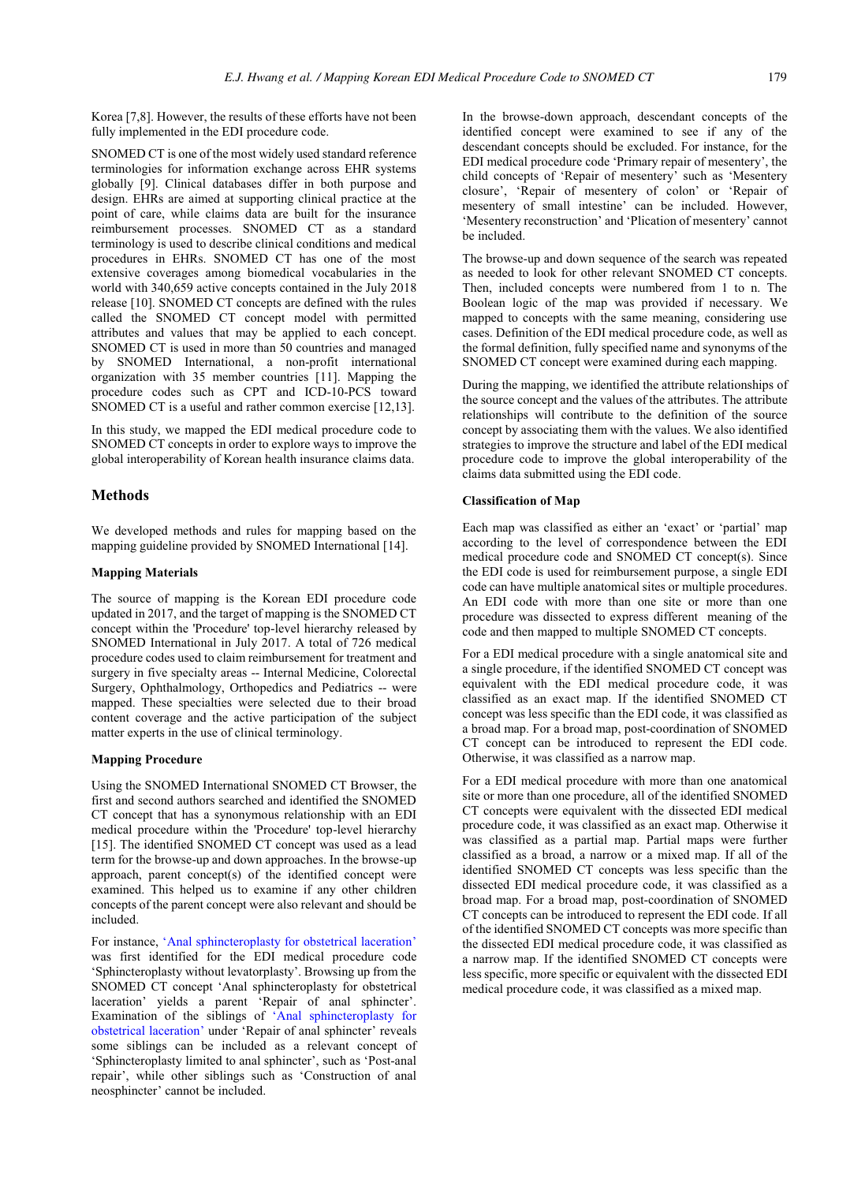Korea [7,8]. However, the results of these efforts have not been fully implemented in the EDI procedure code.

SNOMED CT is one of the most widely used standard reference terminologies for information exchange across EHR systems globally [9]. Clinical databases differ in both purpose and design. EHRs are aimed at supporting clinical practice at the point of care, while claims data are built for the insurance reimbursement processes. SNOMED CT as a standard terminology is used to describe clinical conditions and medical procedures in EHRs. SNOMED CT has one of the most extensive coverages among biomedical vocabularies in the world with 340,659 active concepts contained in the July 2018 release [10]. SNOMED CT concepts are defined with the rules called the SNOMED CT concept model with permitted attributes and values that may be applied to each concept. SNOMED CT is used in more than 50 countries and managed by SNOMED International, a non-profit international organization with 35 member countries [11]. Mapping the procedure codes such as CPT and ICD-10-PCS toward SNOMED CT is a useful and rather common exercise [12,13].

In this study, we mapped the EDI medical procedure code to SNOMED CT concepts in order to explore ways to improve the global interoperability of Korean health insurance claims data.

## Methods

We developed methods and rules for mapping based on the mapping guideline provided by SNOMED International [14].

### Mapping Materials

The source of mapping is the Korean EDI procedure code updated in 2017, and the target of mapping is the SNOMED CT concept within the 'Procedure' top-level hierarchy released by SNOMED International in July 2017. A total of 726 medical procedure codes used to claim reimbursement for treatment and surgery in five specialty areas -- Internal Medicine, Colorectal Surgery, Ophthalmology, Orthopedics and Pediatrics -- were mapped. These specialties were selected due to their broad content coverage and the active participation of the subject matter experts in the use of clinical terminology.

### Mapping Procedure

Using the SNOMED International SNOMED CT Browser, the first and second authors searched and identified the SNOMED CT concept that has a synonymous relationship with an EDI medical procedure within the 'Procedure' top-level hierarchy [15]. The identified SNOMED CT concept was used as a lead term for the browse-up and down approaches. In the browse-up approach, parent concept(s) of the identified concept were examined. This helped us to examine if any other children concepts of the parent concept were also relevant and should be included.

For instance, 'Anal sphincteroplasty for obstetrical laceration' was first identified for the EDI medical procedure code 'Sphincteroplasty without levatorplasty'. Browsing up from the SNOMED CT concept 'Anal sphincteroplasty for obstetrical laceration' yields a parent 'Repair of anal sphincter'. Examination of the siblings of 'Anal sphincteroplasty for obstetrical laceration' under 'Repair of anal sphincter' reveals some siblings can be included as a relevant concept of 'Sphincteroplasty limited to anal sphincter', such as 'Post-anal repair', while other siblings such as 'Construction of anal neosphincter' cannot be included.

In the browse-down approach, descendant concepts of the identified concept were examined to see if any of the descendant concepts should be excluded. For instance, for the EDI medical procedure code 'Primary repair of mesentery', the child concepts of 'Repair of mesentery' such as 'Mesentery closure', 'Repair of mesentery of colon' or 'Repair of mesentery of small intestine' can be included. However, 'Mesentery reconstruction' and 'Plication of mesentery' cannot be included.

The browse-up and down sequence of the search was repeated as needed to look for other relevant SNOMED CT concepts. Then, included concepts were numbered from 1 to n. The Boolean logic of the map was provided if necessary. We mapped to concepts with the same meaning, considering use cases. Definition of the EDI medical procedure code, as well as the formal definition, fully specified name and synonyms of the SNOMED CT concept were examined during each mapping.

During the mapping, we identified the attribute relationships of the source concept and the values of the attributes. The attribute relationships will contribute to the definition of the source concept by associating them with the values. We also identified strategies to improve the structure and label of the EDI medical procedure code to improve the global interoperability of the claims data submitted using the EDI code.

### Classification of Map

Each map was classified as either an 'exact' or 'partial' map according to the level of correspondence between the EDI medical procedure code and SNOMED CT concept(s). Since the EDI code is used for reimbursement purpose, a single EDI code can have multiple anatomical sites or multiple procedures. An EDI code with more than one site or more than one procedure was dissected to express different meaning of the code and then mapped to multiple SNOMED CT concepts.

For a EDI medical procedure with a single anatomical site and a single procedure, if the identified SNOMED CT concept was equivalent with the EDI medical procedure code, it was classified as an exact map. If the identified SNOMED CT concept was less specific than the EDI code, it was classified as a broad map. For a broad map, post-coordination of SNOMED CT concept can be introduced to represent the EDI code. Otherwise, it was classified as a narrow map.

For a EDI medical procedure with more than one anatomical site or more than one procedure, all of the identified SNOMED CT concepts were equivalent with the dissected EDI medical procedure code, it was classified as an exact map. Otherwise it was classified as a partial map. Partial maps were further classified as a broad, a narrow or a mixed map. If all of the identified SNOMED CT concepts was less specific than the dissected EDI medical procedure code, it was classified as a broad map. For a broad map, post-coordination of SNOMED CT concepts can be introduced to represent the EDI code. If all of the identified SNOMED CT concepts was more specific than the dissected EDI medical procedure code, it was classified as a narrow map. If the identified SNOMED CT concepts were less specific, more specific or equivalent with the dissected EDI medical procedure code, it was classified as a mixed map.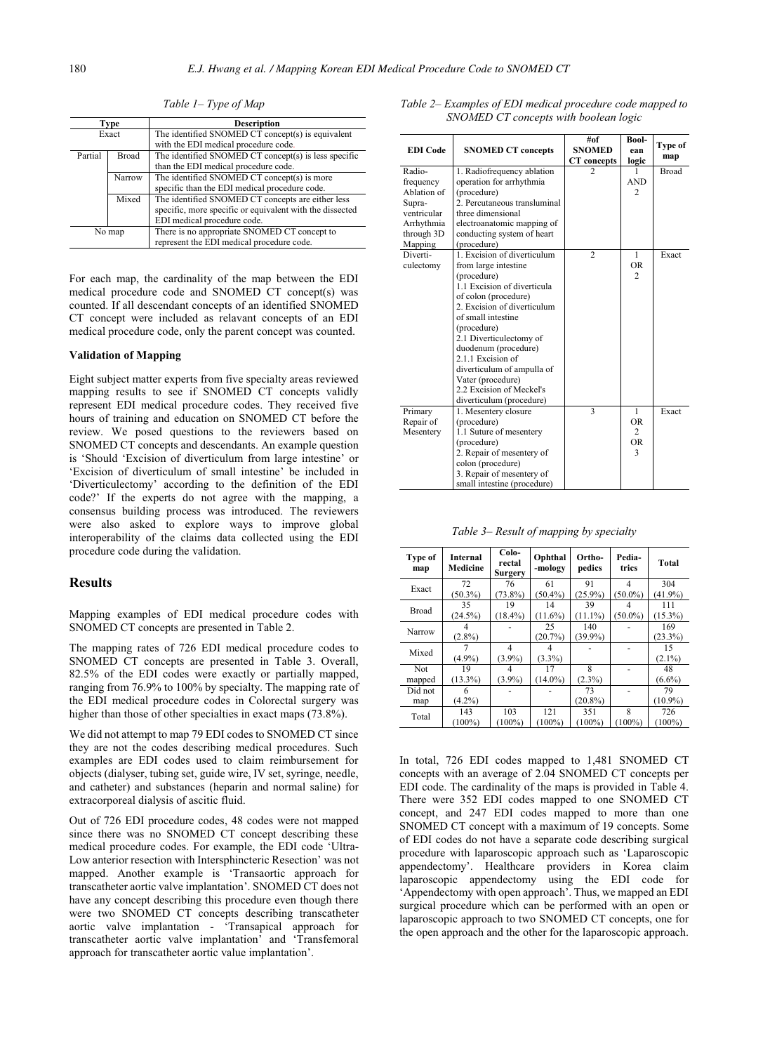*Table 1– Type of Map*

| Type | | Description |
|---|---|---|
| Exact | | The identified SNOMED CT concept(s) is equivalent with the EDI medical procedure code. |
| Partial | Broad | The identified SNOMED CT concept(s) is less specific than the EDI medical procedure code. |
| | Narrow | The identified SNOMED CT concept(s) is more specific than the EDI medical procedure code. |
| | Mixed | The identified SNOMED CT concepts are either less specific, more specific or equivalent with the dissected EDI medical procedure code. |
| No map | | There is no appropriate SNOMED CT concept to represent the EDI medical procedure code. |

For each map, the cardinality of the map between the EDI medical procedure code and SNOMED CT concept(s) was counted. If all descendant concepts of an identified SNOMED CT concept were included as relavant concepts of an EDI medical procedure code, only the parent concept was counted.

### Validation of Mapping

Eight subject matter experts from five specialty areas reviewed mapping results to see if SNOMED CT concepts validly represent EDI medical procedure codes. They received five hours of training and education on SNOMED CT before the review. We posed questions to the reviewers based on SNOMED CT concepts and descendants. An example question is 'Should 'Excision of diverticulum from large intestine' or 'Excision of diverticulum of small intestine' be included in 'Diverticulectomy' according to the definition of the EDI code?' If the experts do not agree with the mapping, a consensus building process was introduced. The reviewers were also asked to explore ways to improve global interoperability of the claims data collected using the EDI procedure code during the validation.

## Results

Mapping examples of EDI medical procedure codes with SNOMED CT concepts are presented in Table 2.

The mapping rates of 726 EDI medical procedure codes to SNOMED CT concepts are presented in Table 3. Overall, 82.5% of the EDI codes were exactly or partially mapped, ranging from 76.9% to 100% by specialty. The mapping rate of the EDI medical procedure codes in Colorectal surgery was higher than those of other specialties in exact maps (73.8%).

We did not attempt to map 79 EDI codes to SNOMED CT since they are not the codes describing medical procedures. Such examples are EDI codes used to claim reimbursement for objects (dialyser, tubing set, guide wire, IV set, syringe, needle, and catheter) and substances (heparin and normal saline) for extracorporeal dialysis of ascitic fluid.

Out of 726 EDI procedure codes, 48 codes were not mapped since there was no SNOMED CT concept describing these medical procedure codes. For example, the EDI code 'Ultra-Low anterior resection with Intersphincteric Resection' was not mapped. Another example is 'Transaortic approach for transcatheter aortic valve implantation'. SNOMED CT does not have any concept describing this procedure even though there were two SNOMED CT concepts describing transcatheter aortic valve implantation - 'Transapical approach for transcatheter aortic valve implantation' and 'Transfemoral approach for transcatheter aortic value implantation'.

*Table 2– Examples of EDI medical procedure code mapped to SNOMED CT concepts with boolean logic*

| EDI Code | SNOMED CT concepts | #of SNOMED CT concepts | Boolean logic | Type of map |
|---|---|---|---|---|
| Radiofrequency Ablation of Supraventricular Arrhythmia through 3D Mapping | 1. Radiofrequency ablation operation for arrhythmia (procedure)<br>2. Percutaneous transluminal three dimensional electroanatomic mapping of conducting system of heart (procedure) | 2 | 1 AND 2 | Broad |
| Diverticulectomy | 1. Excision of diverticulum from large intestine (procedure)<br>1.1 Excision of diverticula of colon (procedure)<br>2. Excision of diverticulum of small intestine (procedure)<br>2.1 Diverticulectomy of duodenum (procedure)<br>2.1.1 Excision of diverticulum of ampulla of Vater (procedure)<br>2.2 Excision of Meckel's diverticulum (procedure) | 2 | 1 OR 2 | Exact |
| Primary Repair of Mesentery | 1. Mesentery closure (procedure)<br>1.1 Suture of mesentery (procedure)<br>2. Repair of mesentery of colon (procedure)<br>3. Repair of mesentery of small intestine (procedure) | 3 | 1 OR 2 OR 3 | Exact |

*Table 3– Result of mapping by specialty*

| Type of map | Internal Medicine | Colorectal Surgery | Ophthalmology | Orthopedics | Pediatrics | Total |
|---|---|---|---|---|---|---|
| Exact | 72 (50.3%) | 76 (73.8%) | 61 (50.4%) | 91 (25.9%) | 4 (50.0%) | 304 (41.9%) |
| Broad | 35 (24.5%) | 19 (18.4%) | 14 (11.6%) | 39 (11.1%) | 4 (50.0%) | 111 (15.3%) |
| Narrow | 4 (2.8%) | - | 25 (20.7%) | 140 (39.9%) | - | 169 (23.3%) |
| Mixed | 7 (4.9%) | 4 (3.9%) | 4 (3.3%) | - | - | 15 (2.1%) |
| Not mapped | 19 (13.3%) | 4 (3.9%) | 17 (14.0%) | 8 (2.3%) | - | 48 (6.6%) |
| Did not map | 6 (4.2%) | - | - | 73 (20.8%) | - | 79 (10.9%) |
| Total | 143 (100%) | 103 (100%) | 121 (100%) | 351 (100%) | 8 (100%) | 726 (100%) |

In total, 726 EDI codes mapped to 1,481 SNOMED CT concepts with an average of 2.04 SNOMED CT concepts per EDI code. The cardinality of the maps is provided in Table 4. There were 352 EDI codes mapped to one SNOMED CT concept, and 247 EDI codes mapped to more than one SNOMED CT concept with a maximum of 19 concepts. Some of EDI codes do not have a separate code describing surgical procedure with laparoscopic approach such as 'Laparoscopic appendectomy'. Healthcare providers in Korea claim laparoscopic appendectomy using the EDI code for 'Appendectomy with open approach'. Thus, we mapped an EDI surgical procedure which can be performed with an open or laparoscopic approach to two SNOMED CT concepts, one for the open approach and the other for the laparoscopic approach.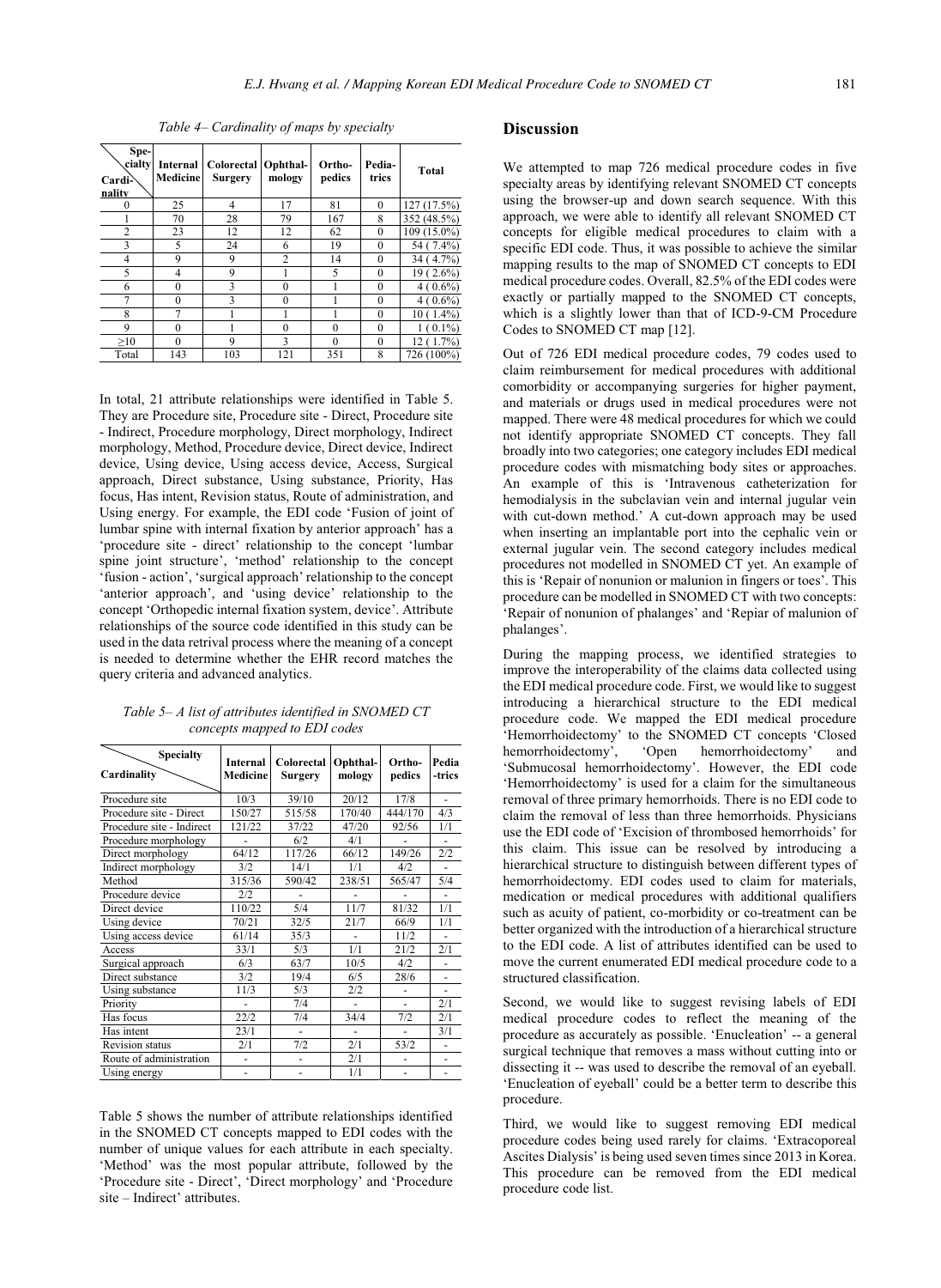*Table 4– Cardinality of maps by specialty*

| Cardinality \ Specialty | Internal Medicine | Colorectal Surgery | Ophthal-mology | Ortho-pedics | Pedia-trics | Total |
|---|---|---|---|---|---|---|
| 0 | 25 | 4 | 17 | 81 | 0 | 127 (17.5%) |
| 1 | 70 | 28 | 79 | 167 | 8 | 352 (48.5%) |
| 2 | 23 | 12 | 12 | 62 | 0 | 109 (15.0%) |
| 3 | 5 | 24 | 6 | 19 | 0 | 54 ( 7.4%) |
| 4 | 9 | 9 | 2 | 14 | 0 | 34 ( 4.7%) |
| 5 | 4 | 9 | 1 | 5 | 0 | 19 ( 2.6%) |
| 6 | 0 | 3 | 0 | 1 | 0 | 4 ( 0.6%) |
| 7 | 0 | 3 | 0 | 1 | 0 | 4 ( 0.6%) |
| 8 | 7 | 1 | 1 | 1 | 0 | 10 ( 1.4%) |
| 9 | 0 | 1 | 0 | 0 | 0 | 1 ( 0.1%) |
| ≥10 | 0 | 9 | 3 | 0 | 0 | 12 ( 1.7%) |
| Total | 143 | 103 | 121 | 351 | 8 | 726 (100%) |

In total, 21 attribute relationships were identified in Table 5. They are Procedure site, Procedure site - Direct, Procedure site - Indirect, Procedure morphology, Direct morphology, Indirect morphology, Method, Procedure device, Direct device, Indirect device, Using device, Using access device, Access, Surgical approach, Direct substance, Using substance, Priority, Has focus, Has intent, Revision status, Route of administration, and Using energy. For example, the EDI code 'Fusion of joint of lumbar spine with internal fixation by anterior approach' has a 'procedure site - direct' relationship to the concept 'lumbar spine joint structure', 'method' relationship to the concept 'fusion - action', 'surgical approach' relationship to the concept 'anterior approach', and 'using device' relationship to the concept 'Orthopedic internal fixation system, device'. Attribute relationships of the source code identified in this study can be used in the data retrival process where the meaning of a concept is needed to determine whether the EHR record matches the query criteria and advanced analytics.

*Table 5– A list of attributes identified in SNOMED CT concepts mapped to EDI codes*

| Cardinality \ Specialty | Internal Medicine | Colorectal Surgery | Ophthal-mology | Ortho-pedics | Pedia-trics |
|---|---|---|---|---|---|
| Procedure site | 10/3 | 39/10 | 20/12 | 17/8 | - |
| Procedure site - Direct | 150/27 | 515/58 | 170/40 | 444/170 | 4/3 |
| Procedure site - Indirect | 121/22 | 37/22 | 47/20 | 92/56 | 1/1 |
| Procedure morphology | - | 6/2 | 4/1 | - | - |
| Direct morphology | 64/12 | 117/26 | 66/12 | 149/26 | 2/2 |
| Indirect morphology | 3/2 | 14/1 | 1/1 | 4/2 | - |
| Method | 315/36 | 590/42 | 238/51 | 565/47 | 5/4 |
| Procedure device | 2/2 | - | - | - | - |
| Direct device | 110/22 | 5/4 | 11/7 | 81/32 | 1/1 |
| Using device | 70/21 | 32/5 | 21/7 | 66/9 | 1/1 |
| Using access device | 61/14 | 35/3 | - | 11/2 | - |
| Access | 33/1 | 5/3 | 1/1 | 21/2 | 2/1 |
| Surgical approach | 6/3 | 63/7 | 10/5 | 4/2 | - |
| Direct substance | 3/2 | 19/4 | 6/5 | 28/6 | - |
| Using substance | 11/3 | 5/3 | 2/2 | - | - |
| Priority | - | 7/4 | - | - | 2/1 |
| Has focus | 22/2 | 7/4 | 34/4 | 7/2 | 2/1 |
| Has intent | 23/1 | - | - | - | 3/1 |
| Revision status | 2/1 | 7/2 | 2/1 | 53/2 | - |
| Route of administration | - | - | 2/1 | - | - |
| Using energy | - | - | 1/1 | - | - |

Table 5 shows the number of attribute relationships identified in the SNOMED CT concepts mapped to EDI codes with the number of unique values for each attribute in each specialty. 'Method' was the most popular attribute, followed by the 'Procedure site - Direct', 'Direct morphology' and 'Procedure site – Indirect' attributes.

## Discussion

We attempted to map 726 medical procedure codes in five specialty areas by identifying relevant SNOMED CT concepts using the browser-up and down search sequence. With this approach, we were able to identify all relevant SNOMED CT concepts for eligible medical procedures to claim with a specific EDI code. Thus, it was possible to achieve the similar mapping results to the map of SNOMED CT concepts to EDI medical procedure codes. Overall, 82.5% of the EDI codes were exactly or partially mapped to the SNOMED CT concepts, which is a slightly lower than that of ICD-9-CM Procedure Codes to SNOMED CT map [12].

Out of 726 EDI medical procedure codes, 79 codes used to claim reimbursement for medical procedures with additional comorbidity or accompanying surgeries for higher payment, and materials or drugs used in medical procedures were not mapped. There were 48 medical procedures for which we could not identify appropriate SNOMED CT concepts. They fall broadly into two categories; one category includes EDI medical procedure codes with mismatching body sites or approaches. An example of this is 'Intravenous catheterization for hemodialysis in the subclavian vein and internal jugular vein with cut-down method.' A cut-down approach may be used when inserting an implantable port into the cephalic vein or external jugular vein. The second category includes medical procedures not modelled in SNOMED CT yet. An example of this is 'Repair of nonunion or malunion in fingers or toes'. This procedure can be modelled in SNOMED CT with two concepts: 'Repair of nonunion of phalanges' and 'Repiar of malunion of phalanges'.

During the mapping process, we identified strategies to improve the interoperability of the claims data collected using the EDI medical procedure code. First, we would like to suggest introducing a hierarchical structure to the EDI medical procedure code. We mapped the EDI medical procedure 'Hemorrhoidectomy' to the SNOMED CT concepts 'Closed hemorrhoidectomy', 'Open hemorrhoidectomy' and 'Submucosal hemorrhoidectomy'. However, the EDI code 'Hemorrhoidectomy' is used for a claim for the simultaneous removal of three primary hemorrhoids. There is no EDI code to claim the removal of less than three hemorrhoids. Physicians use the EDI code of 'Excision of thrombosed hemorrhoids' for this claim. This issue can be resolved by introducing a hierarchical structure to distinguish between different types of hemorrhoidectomy. EDI codes used to claim for materials, medication or medical procedures with additional qualifiers such as acuity of patient, co-morbidity or co-treatment can be better organized with the introduction of a hierarchical structure to the EDI code. A list of attributes identified can be used to move the current enumerated EDI medical procedure code to a structured classification.

Second, we would like to suggest revising labels of EDI medical procedure codes to reflect the meaning of the procedure as accurately as possible. 'Enucleation' -- a general surgical technique that removes a mass without cutting into or dissecting it -- was used to describe the removal of an eyeball. 'Enucleation of eyeball' could be a better term to describe this procedure.

Third, we would like to suggest removing EDI medical procedure codes being used rarely for claims. 'Extracorporeal Ascites Dialysis' is being used seven times since 2013 in Korea. This procedure can be removed from the EDI medical procedure code list.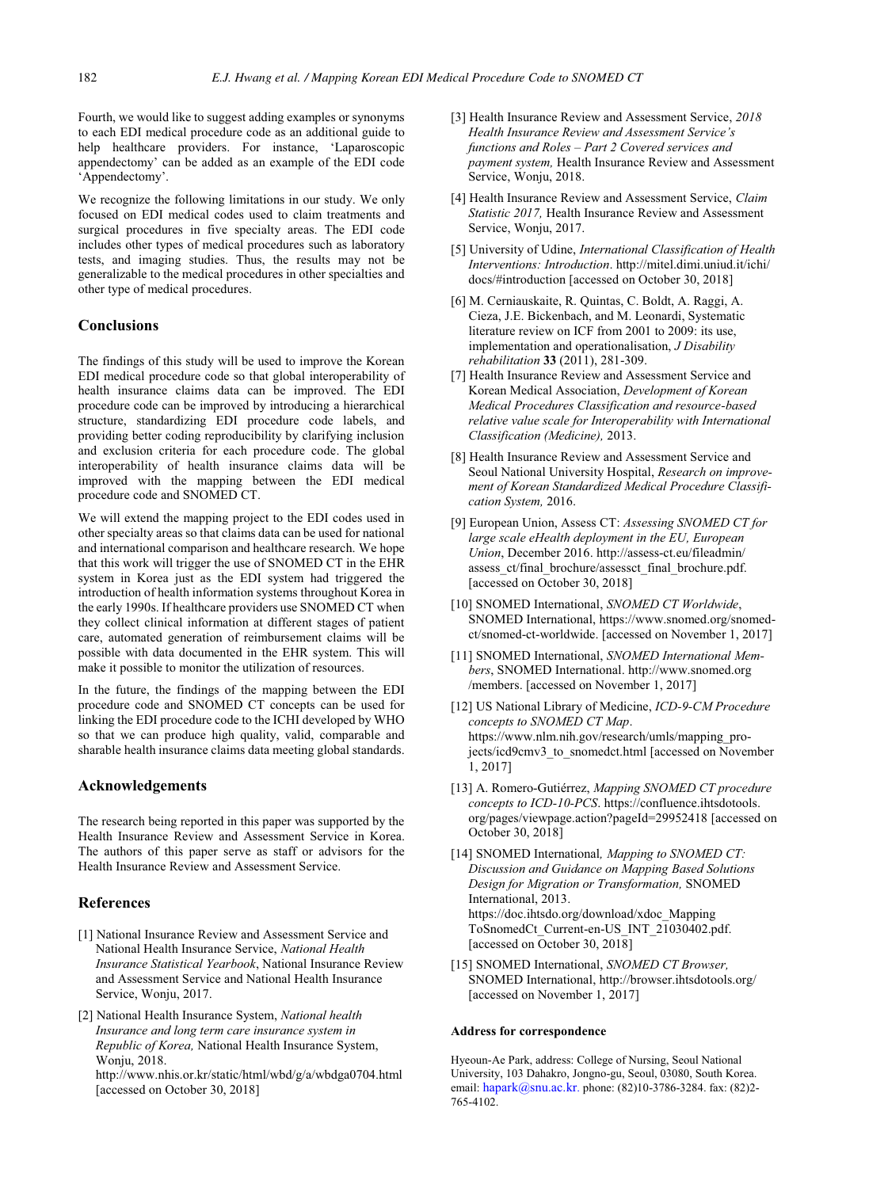Fourth, we would like to suggest adding examples or synonyms to each EDI medical procedure code as an additional guide to help healthcare providers. For instance, 'Laparoscopic appendectomy' can be added as an example of the EDI code 'Appendectomy'.

We recognize the following limitations in our study. We only focused on EDI medical codes used to claim treatments and surgical procedures in five specialty areas. The EDI code includes other types of medical procedures such as laboratory tests, and imaging studies. Thus, the results may not be generalizable to the medical procedures in other specialties and other type of medical procedures.

## Conclusions

The findings of this study will be used to improve the Korean EDI medical procedure code so that global interoperability of health insurance claims data can be improved. The EDI procedure code can be improved by introducing a hierarchical structure, standardizing EDI procedure code labels, and providing better coding reproducibility by clarifying inclusion and exclusion criteria for each procedure code. The global interoperability of health insurance claims data will be improved with the mapping between the EDI medical procedure code and SNOMED CT.

We will extend the mapping project to the EDI codes used in other specialty areas so that claims data can be used for national and international comparison and healthcare research. We hope that this work will trigger the use of SNOMED CT in the EHR system in Korea just as the EDI system had triggered the introduction of health information systems throughout Korea in the early 1990s. If healthcare providers use SNOMED CT when they collect clinical information at different stages of patient care, automated generation of reimbursement claims will be possible with data documented in the EHR system. This will make it possible to monitor the utilization of resources.

In the future, the findings of the mapping between the EDI procedure code and SNOMED CT concepts can be used for linking the EDI procedure code to the ICHI developed by WHO so that we can produce high quality, valid, comparable and sharable health insurance claims data meeting global standards.

## Acknowledgements

The research being reported in this paper was supported by the Health Insurance Review and Assessment Service in Korea. The authors of this paper serve as staff or advisors for the Health Insurance Review and Assessment Service.

## References

[1] National Insurance Review and Assessment Service and National Health Insurance Service, *National Health Insurance Statistical Yearbook*, National Insurance Review and Assessment Service and National Health Insurance Service, Wonju, 2017.

[2] National Health Insurance System, *National health Insurance and long term care insurance system in Republic of Korea,* National Health Insurance System, Wonju, 2018. http://www.nhis.or.kr/static/html/wbd/g/a/wbdga0704.html [accessed on October 30, 2018]

[3] Health Insurance Review and Assessment Service, *2018 Health Insurance Review and Assessment Service's functions and Roles – Part 2 Covered services and payment system,* Health Insurance Review and Assessment Service, Wonju, 2018.

[4] Health Insurance Review and Assessment Service, *Claim Statistic 2017,* Health Insurance Review and Assessment Service, Wonju, 2017.

[5] University of Udine, *International Classification of Health Interventions: Introduction*. http://mitel.dimi.uniud.it/ichi/docs/#introduction [accessed on October 30, 2018]

[6] M. Cerniauskaite, R. Quintas, C. Boldt, A. Raggi, A. Cieza, J.E. Bickenbach, and M. Leonardi, Systematic literature review on ICF from 2001 to 2009: its use, implementation and operationalisation, *J Disability rehabilitation* **33** (2011), 281-309.

[7] Health Insurance Review and Assessment Service and Korean Medical Association, *Development of Korean Medical Procedures Classification and resource-based relative value scale for Interoperability with International Classification (Medicine),* 2013.

[8] Health Insurance Review and Assessment Service and Seoul National University Hospital, *Research on improvement of Korean Standardized Medical Procedure Classification System,* 2016.

[9] European Union, Assess CT: *Assessing SNOMED CT for large scale eHealth deployment in the EU, European Union*, December 2016. http://assess-ct.eu/fileadmin/assess_ct/final_brochure/assessct_final_brochure.pdf. [accessed on October 30, 2018]

[10] SNOMED International, *SNOMED CT Worldwide*, SNOMED International, https://www.snomed.org/snomed-ct/snomed-ct-worldwide. [accessed on November 1, 2017]

[11] SNOMED International, *SNOMED International Members*, SNOMED International. http://www.snomed.org/members. [accessed on November 1, 2017]

[12] US National Library of Medicine, *ICD-9-CM Procedure concepts to SNOMED CT Map*. https://www.nlm.nih.gov/research/umls/mapping_projects/icd9cmv3_to_snomedct.html [accessed on November 1, 2017]

[13] A. Romero-Gutiérrez, *Mapping SNOMED CT procedure concepts to ICD-10-PCS*. https://confluence.ihtsdotools.org/pages/viewpage.action?pageId=29952418 [accessed on October 30, 2018]

[14] SNOMED International*, Mapping to SNOMED CT: Discussion and Guidance on Mapping Based Solutions Design for Migration or Transformation,* SNOMED International, 2013. https://doc.ihtsdo.org/download/xdoc_MappingToSnomedCt_Current-en-US_INT_21030402.pdf. [accessed on October 30, 2018]

[15] SNOMED International, *SNOMED CT Browser,* SNOMED International, http://browser.ihtsdotools.org/ [accessed on November 1, 2017]

**Address for correspondence**

Hyeoun-Ae Park, address: College of Nursing, Seoul National University, 103 Dahakro, Jongno-gu, Seoul, 03080, South Korea. email: hapark@snu.ac.kr. phone: (82)10-3786-3284. fax: (82)2-765-4102.